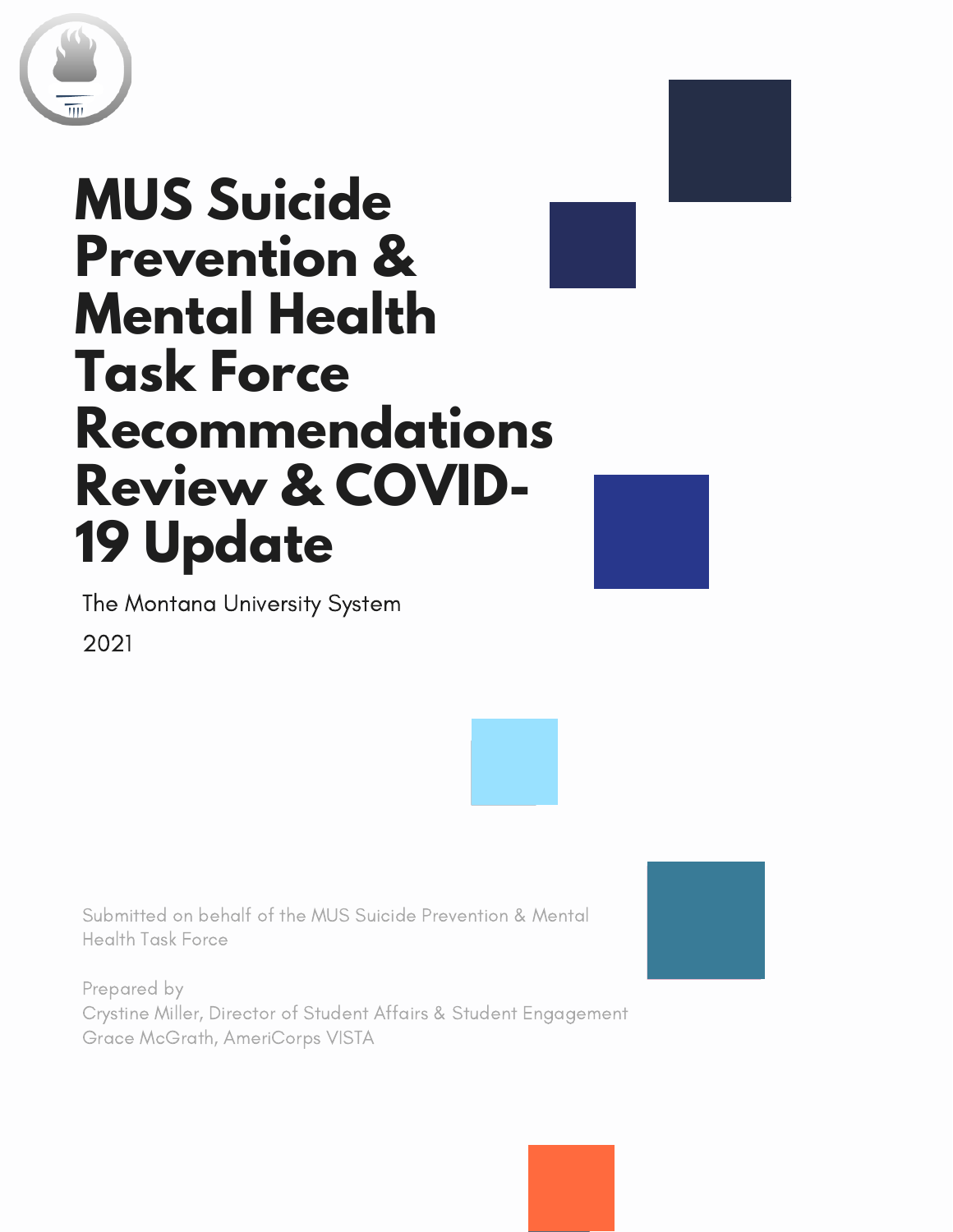# MUS Suicide Prevention & Mental Health Task Force Recommendations Review & COVID-19 Update

The Montana University System

2021

Submitted on behalf of the MUS Suicide Prevention & Mental Health Task Force

Prepared by
Crystine Miller, Director of Student Affairs & Student Engagement
Grace McGrath, AmeriCorps VISTA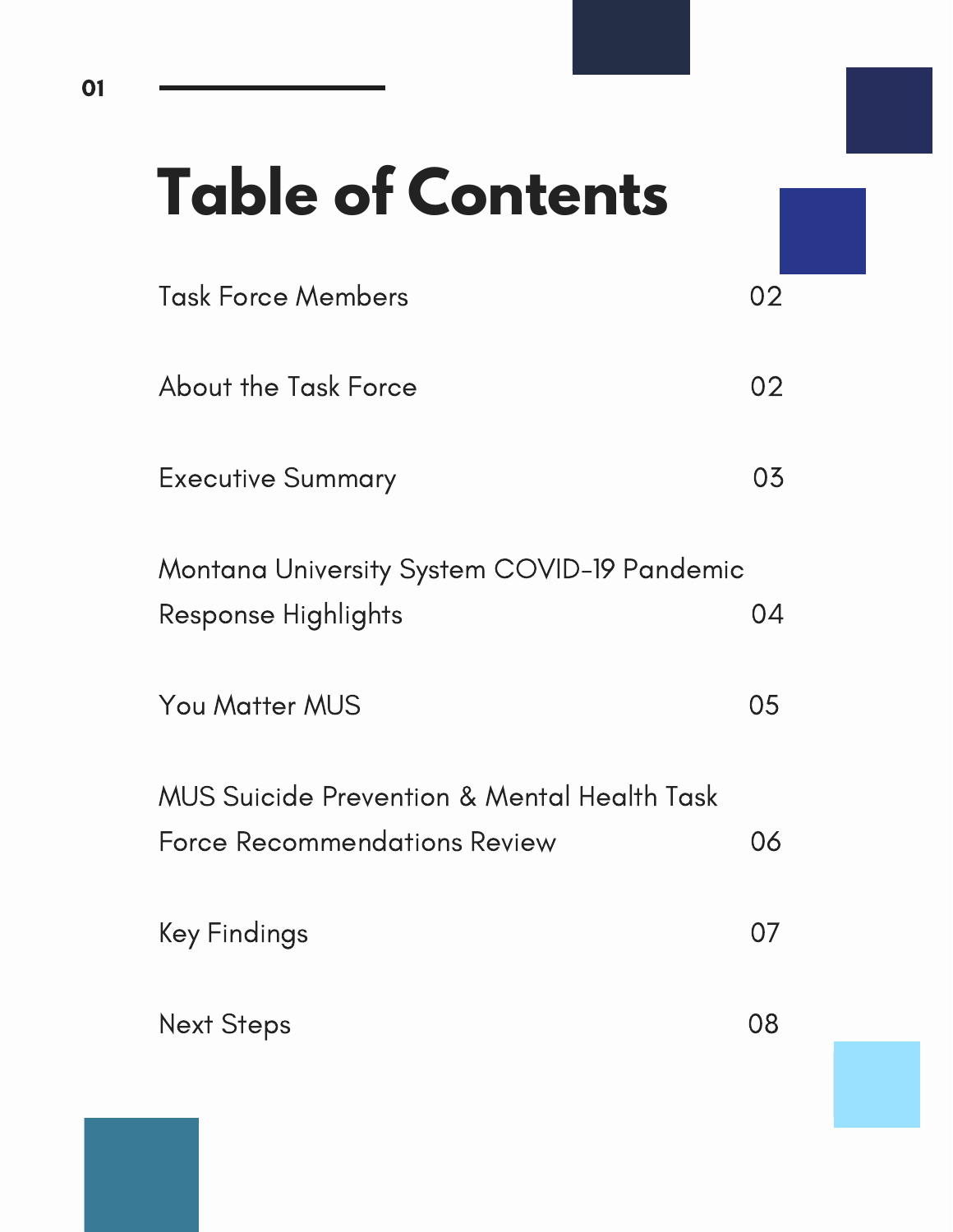# Table of Contents

| | |
|---|---|
| Task Force Members | 02 |
| About the Task Force | 02 |
| Executive Summary | 03 |
| Montana University System COVID-19 Pandemic Response Highlights | 04 |
| You Matter MUS | 05 |
| MUS Suicide Prevention & Mental Health Task Force Recommendations Review | 06 |
| Key Findings | 07 |
| Next Steps | 08 |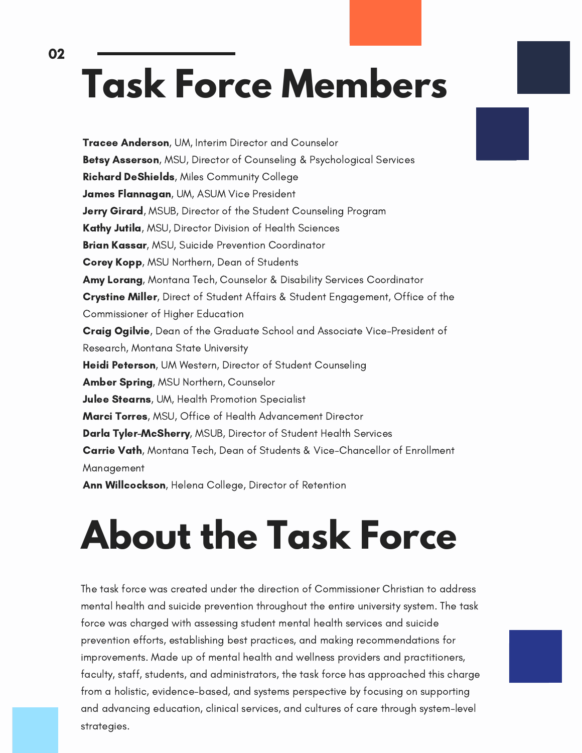# Task Force Members

**Tracee Anderson**, UM, Interim Director and Counselor
**Betsy Asserson**, MSU, Director of Counseling & Psychological Services
**Richard DeShields**, Miles Community College
**James Flannagan**, UM, ASUM Vice President
**Jerry Girard**, MSUB, Director of the Student Counseling Program
**Kathy Jutila**, MSU, Director Division of Health Sciences
**Brian Kassar**, MSU, Suicide Prevention Coordinator
**Corey Kopp**, MSU Northern, Dean of Students
**Amy Lorang**, Montana Tech, Counselor & Disability Services Coordinator
**Crystine Miller**, Direct of Student Affairs & Student Engagement, Office of the Commissioner of Higher Education
**Craig Ogilvie**, Dean of the Graduate School and Associate Vice-President of Research, Montana State University
**Heidi Peterson**, UM Western, Director of Student Counseling
**Amber Spring**, MSU Northern, Counselor
**Julee Stearns**, UM, Health Promotion Specialist
**Marci Torres**, MSU, Office of Health Advancement Director
**Darla Tyler-McSherry**, MSUB, Director of Student Health Services
**Carrie Vath**, Montana Tech, Dean of Students & Vice-Chancellor of Enrollment Management
**Ann Willcockson**, Helena College, Director of Retention

# About the Task Force

The task force was created under the direction of Commissioner Christian to address mental health and suicide prevention throughout the entire university system. The task force was charged with assessing student mental health services and suicide prevention efforts, establishing best practices, and making recommendations for improvements. Made up of mental health and wellness providers and practitioners, faculty, staff, students, and administrators, the task force has approached this charge from a holistic, evidence-based, and systems perspective by focusing on supporting and advancing education, clinical services, and cultures of care through system-level strategies.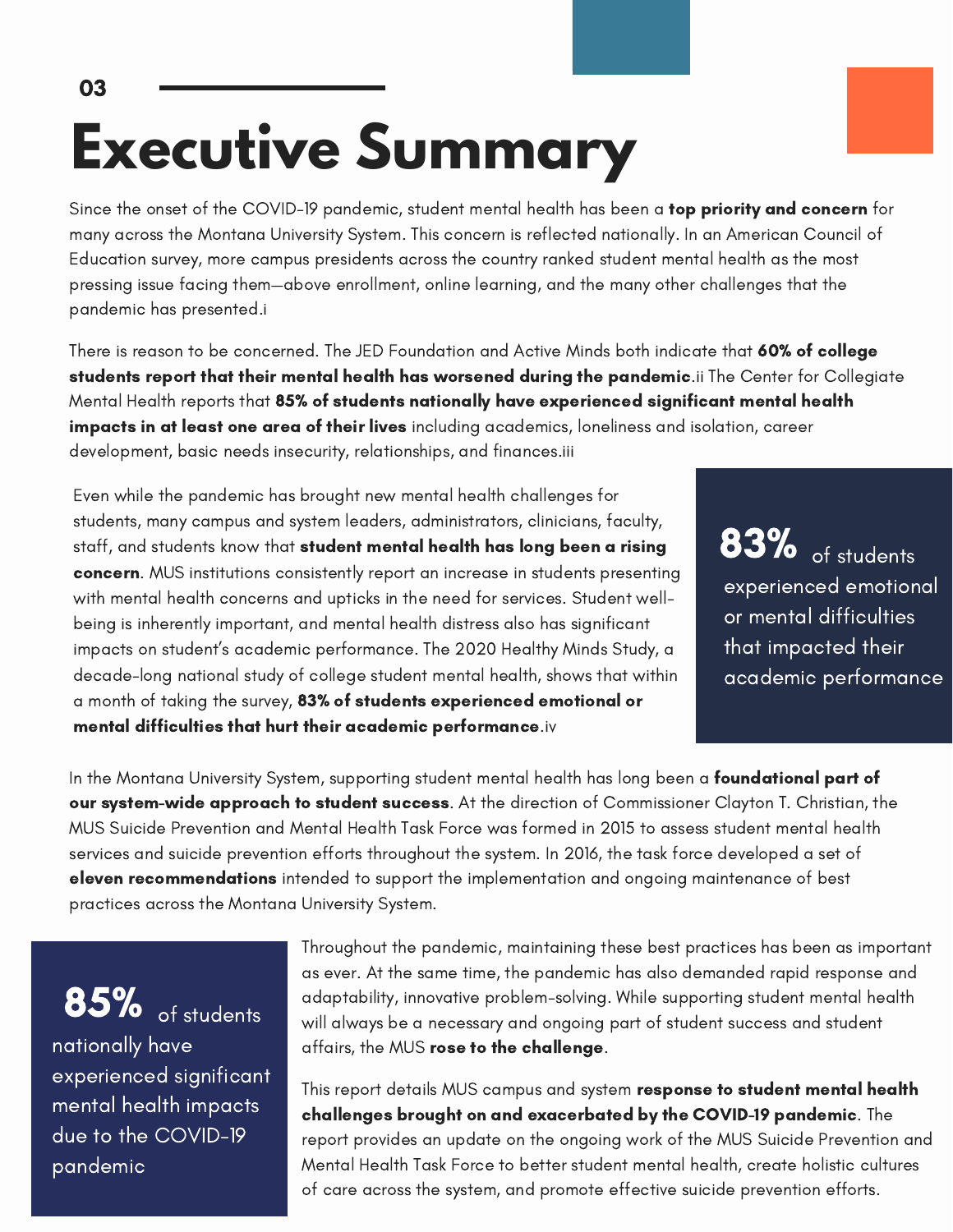# Executive Summary

Since the onset of the COVID-19 pandemic, student mental health has been a **top priority and concern** for many across the Montana University System. This concern is reflected nationally. In an American Council of Education survey, more campus presidents across the country ranked student mental health as the most pressing issue facing them—above enrollment, online learning, and the many other challenges that the pandemic has presented.[i]

There is reason to be concerned. The JED Foundation and Active Minds both indicate that **60% of college students report that their mental health has worsened during the pandemic**.[ii] The Center for Collegiate Mental Health reports that **85% of students nationally have experienced significant mental health impacts in at least one area of their lives** including academics, loneliness and isolation, career development, basic needs insecurity, relationships, and finances.[iii]

Even while the pandemic has brought new mental health challenges for students, many campus and system leaders, administrators, clinicians, faculty, staff, and students know that **student mental health has long been a rising concern**. MUS institutions consistently report an increase in students presenting with mental health concerns and upticks in the need for services. Student well-being is inherently important, and mental health distress also has significant impacts on student's academic performance. The 2020 Healthy Minds Study, a decade-long national study of college student mental health, shows that within a month of taking the survey, **83% of students experienced emotional or mental difficulties that hurt their academic performance**.[iv]

> **83%** of students experienced emotional or mental difficulties that impacted their academic performance

In the Montana University System, supporting student mental health has long been a **foundational part of our system-wide approach to student success**. At the direction of Commissioner Clayton T. Christian, the MUS Suicide Prevention and Mental Health Task Force was formed in 2015 to assess student mental health services and suicide prevention efforts throughout the system. In 2016, the task force developed a set of **eleven recommendations** intended to support the implementation and ongoing maintenance of best practices across the Montana University System.

> **85%** of students nationally have experienced significant mental health impacts due to the COVID-19 pandemic

Throughout the pandemic, maintaining these best practices has been as important as ever. At the same time, the pandemic has also demanded rapid response and adaptability, innovative problem-solving. While supporting student mental health will always be a necessary and ongoing part of student success and student affairs, the MUS **rose to the challenge**.

This report details MUS campus and system **response to student mental health challenges brought on and exacerbated by the COVID-19 pandemic**. The report provides an update on the ongoing work of the MUS Suicide Prevention and Mental Health Task Force to better student mental health, create holistic cultures of care across the system, and promote effective suicide prevention efforts.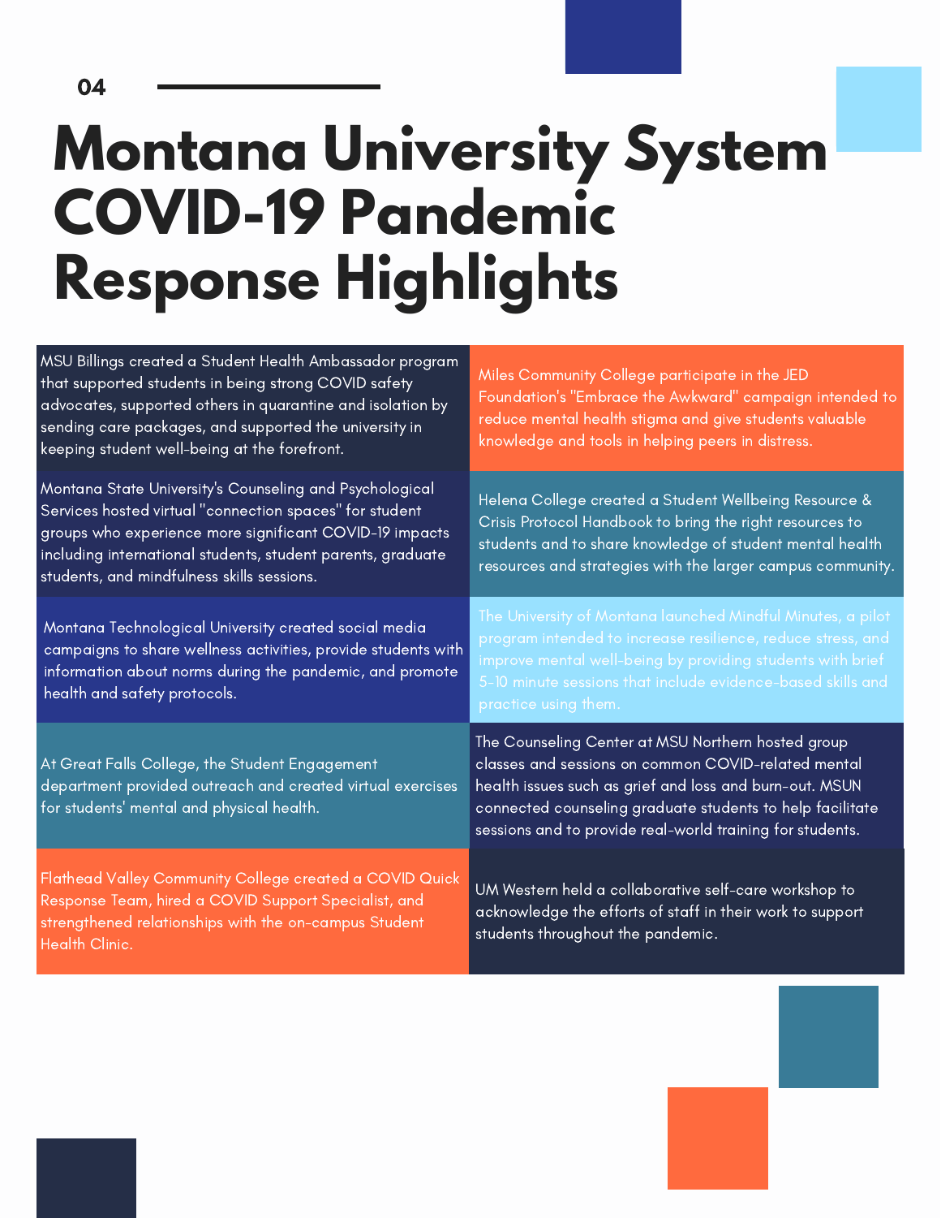# Montana University System COVID-19 Pandemic Response Highlights

MSU Billings created a Student Health Ambassador program that supported students in being strong COVID safety advocates, supported others in quarantine and isolation by sending care packages, and supported the university in keeping student well-being at the forefront.

Miles Community College participate in the JED Foundation's "Embrace the Awkward" campaign intended to reduce mental health stigma and give students valuable knowledge and tools in helping peers in distress.

Montana State University's Counseling and Psychological Services hosted virtual "connection spaces" for student groups who experience more significant COVID-19 impacts including international students, student parents, graduate students, and mindfulness skills sessions.

Helena College created a Student Wellbeing Resource & Crisis Protocol Handbook to bring the right resources to students and to share knowledge of student mental health resources and strategies with the larger campus community.

Montana Technological University created social media campaigns to share wellness activities, provide students with information about norms during the pandemic, and promote health and safety protocols.

The University of Montana launched Mindful Minutes, a pilot program intended to increase resilience, reduce stress, and improve mental well-being by providing students with brief 5-10 minute sessions that include evidence-based skills and practice using them.

At Great Falls College, the Student Engagement department provided outreach and created virtual exercises for students' mental and physical health.

The Counseling Center at MSU Northern hosted group classes and sessions on common COVID-related mental health issues such as grief and loss and burn-out. MSUN connected counseling graduate students to help facilitate sessions and to provide real-world training for students.

Flathead Valley Community College created a COVID Quick Response Team, hired a COVID Support Specialist, and strengthened relationships with the on-campus Student Health Clinic.

UM Western held a collaborative self-care workshop to acknowledge the efforts of staff in their work to support students throughout the pandemic.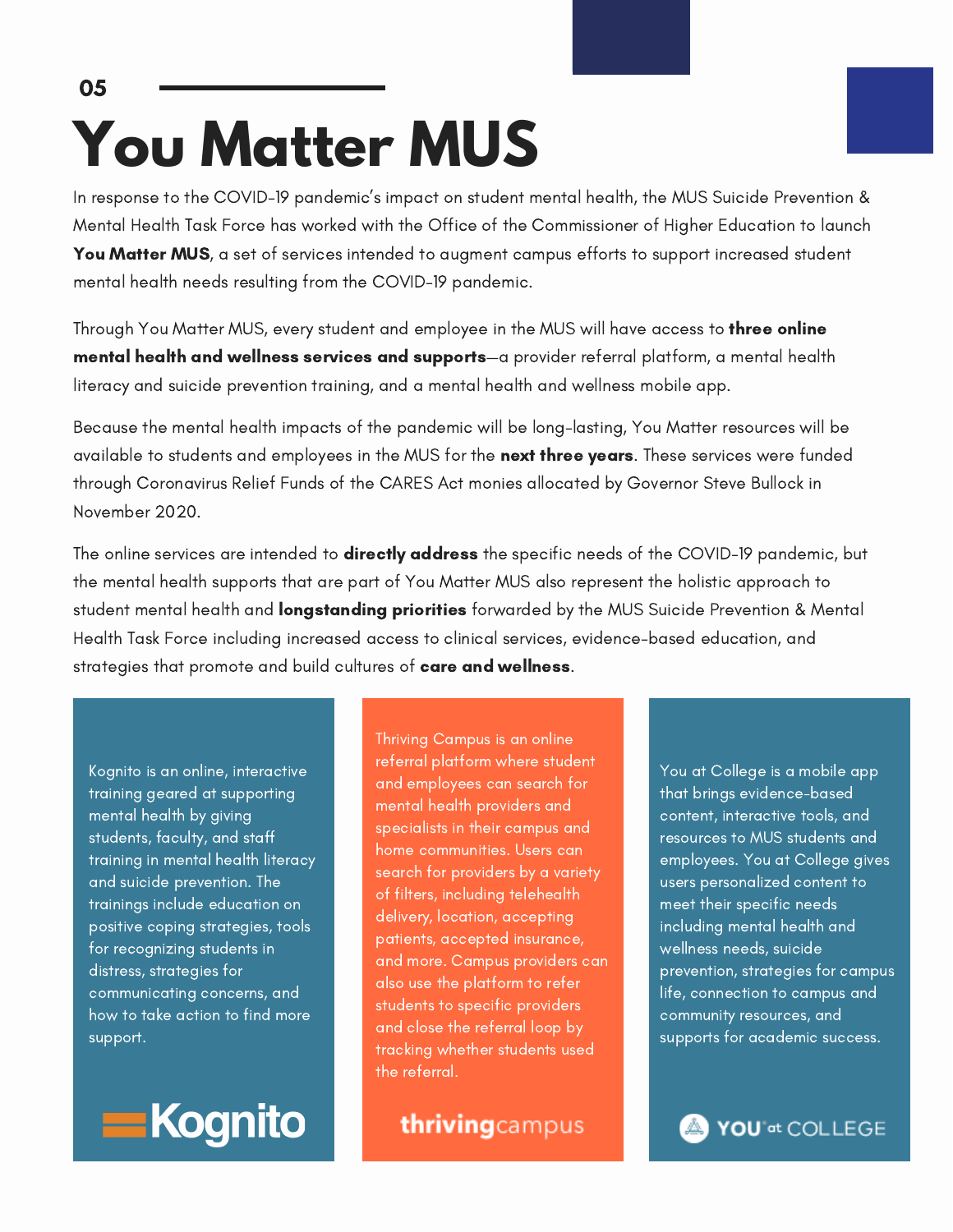05

# You Matter MUS

In response to the COVID-19 pandemic's impact on student mental health, the MUS Suicide Prevention & Mental Health Task Force has worked with the Office of the Commissioner of Higher Education to launch **You Matter MUS**, a set of services intended to augment campus efforts to support increased student mental health needs resulting from the COVID-19 pandemic.

Through You Matter MUS, every student and employee in the MUS will have access to **three online mental health and wellness services and supports**—a provider referral platform, a mental health literacy and suicide prevention training, and a mental health and wellness mobile app.

Because the mental health impacts of the pandemic will be long-lasting, You Matter resources will be available to students and employees in the MUS for the **next three years**. These services were funded through Coronavirus Relief Funds of the CARES Act monies allocated by Governor Steve Bullock in November 2020.

The online services are intended to **directly address** the specific needs of the COVID-19 pandemic, but the mental health supports that are part of You Matter MUS also represent the holistic approach to student mental health and **longstanding priorities** forwarded by the MUS Suicide Prevention & Mental Health Task Force including increased access to clinical services, evidence-based education, and strategies that promote and build cultures of **care and wellness**.

Kognito is an online, interactive training geared at supporting mental health by giving students, faculty, and staff training in mental health literacy and suicide prevention. The trainings include education on positive coping strategies, tools for recognizing students in distress, strategies for communicating concerns, and how to take action to find more support.

Kognito

Thriving Campus is an online referral platform where student and employees can search for mental health providers and specialists in their campus and home communities. Users can search for providers by a variety of filters, including telehealth delivery, location, accepting patients, accepted insurance, and more. Campus providers can also use the platform to refer students to specific providers and close the referral loop by tracking whether students used the referral.

thrivingcampus

You at College is a mobile app that brings evidence-based content, interactive tools, and resources to MUS students and employees. You at College gives users personalized content to meet their specific needs including mental health and wellness needs, suicide prevention, strategies for campus life, connection to campus and community resources, and supports for academic success.

YOU at COLLEGE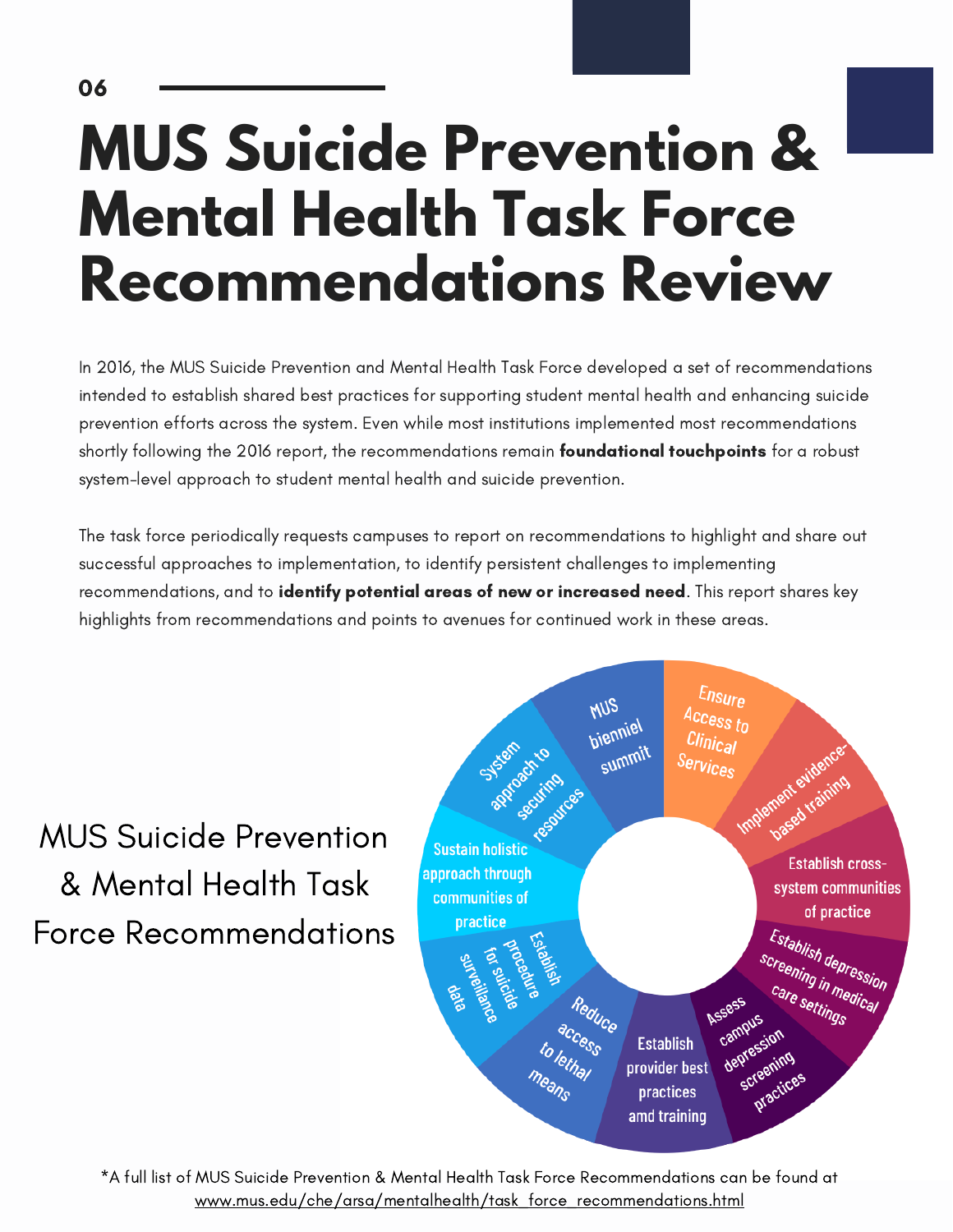# MUS Suicide Prevention & Mental Health Task Force Recommendations Review

In 2016, the MUS Suicide Prevention and Mental Health Task Force developed a set of recommendations intended to establish shared best practices for supporting student mental health and enhancing suicide prevention efforts across the system. Even while most institutions implemented most recommendations shortly following the 2016 report, the recommendations remain **foundational touchpoints** for a robust system-level approach to student mental health and suicide prevention.

The task force periodically requests campuses to report on recommendations to highlight and share out successful approaches to implementation, to identify persistent challenges to implementing recommendations, and to **identify potential areas of new or increased need**. This report shares key highlights from recommendations and points to avenues for continued work in these areas.

MUS Suicide Prevention & Mental Health Task Force Recommendations

- Ensure Access to Clinical Services
- Implement evidence-based training
- Establish cross-system communities of practice
- Establish depression screening in medical care settings
- Assess campus depression screening practices
- Establish provider best practices amd training
- Reduce access to lethal means
- Establish procedure for suicide surveillance data
- Sustain holistic approach through communities of practice
- System approach to securing resources
- MUS bienniel summit

*A full list of MUS Suicide Prevention & Mental Health Task Force Recommendations can be found at www.mus.edu/che/arsa/mentalhealth/task_force_recommendations.html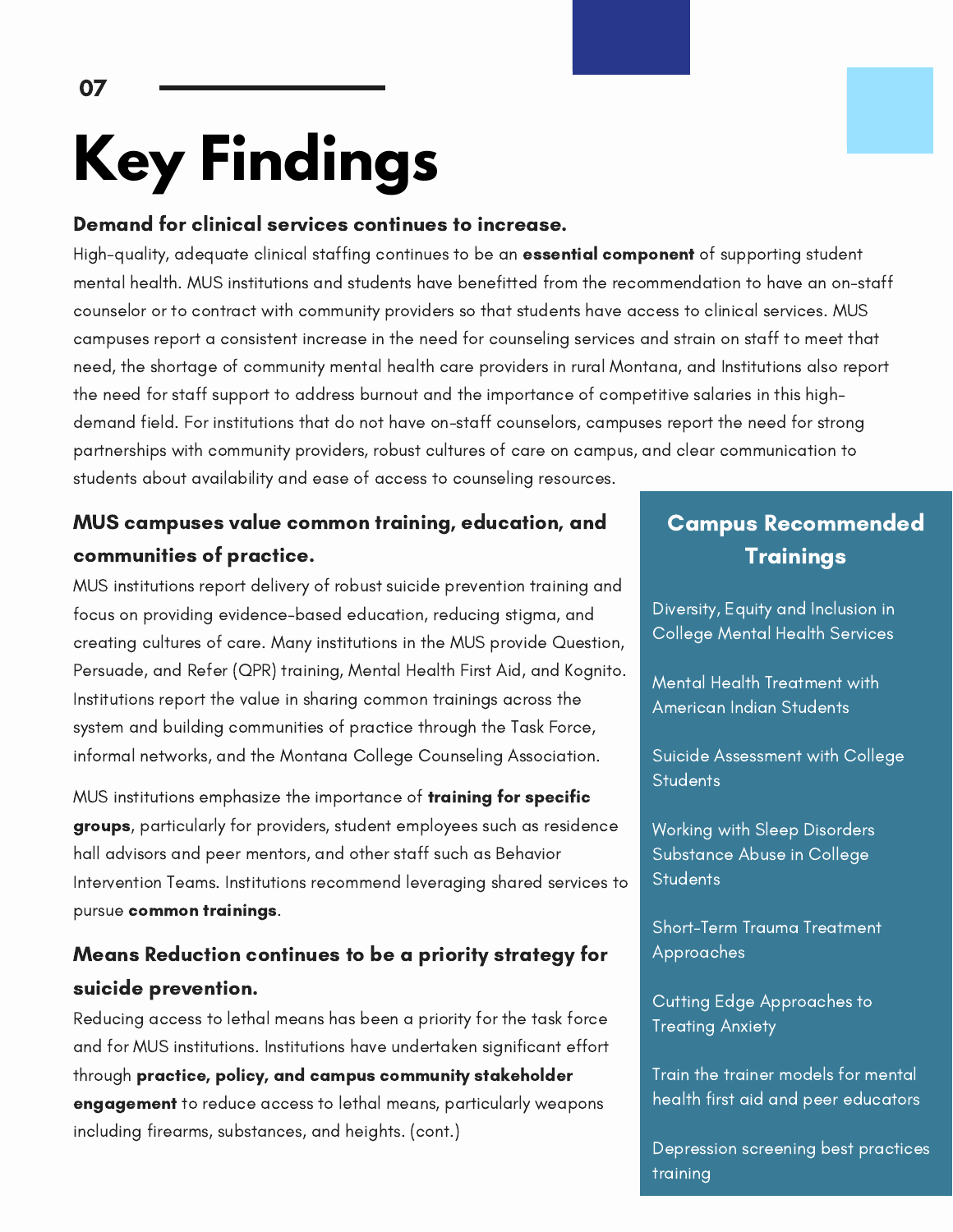# Key Findings

### Demand for clinical services continues to increase.

High-quality, adequate clinical staffing continues to be an **essential component** of supporting student mental health. MUS institutions and students have benefitted from the recommendation to have an on-staff counselor or to contract with community providers so that students have access to clinical services. MUS campuses report a consistent increase in the need for counseling services and strain on staff to meet that need, the shortage of community mental health care providers in rural Montana, and Institutions also report the need for staff support to address burnout and the importance of competitive salaries in this high-demand field. For institutions that do not have on-staff counselors, campuses report the need for strong partnerships with community providers, robust cultures of care on campus, and clear communication to students about availability and ease of access to counseling resources.

### MUS campuses value common training, education, and communities of practice.

MUS institutions report delivery of robust suicide prevention training and focus on providing evidence-based education, reducing stigma, and creating cultures of care. Many institutions in the MUS provide Question, Persuade, and Refer (QPR) training, Mental Health First Aid, and Kognito. Institutions report the value in sharing common trainings across the system and building communities of practice through the Task Force, informal networks, and the Montana College Counseling Association.

MUS institutions emphasize the importance of **training for specific groups**, particularly for providers, student employees such as residence hall advisors and peer mentors, and other staff such as Behavior Intervention Teams. Institutions recommend leveraging shared services to pursue **common trainings**.

### Means Reduction continues to be a priority strategy for suicide prevention.

Reducing access to lethal means has been a priority for the task force and for MUS institutions. Institutions have undertaken significant effort through **practice, policy, and campus community stakeholder engagement** to reduce access to lethal means, particularly weapons including firearms, substances, and heights. (cont.)

### Campus Recommended Trainings

- Diversity, Equity and Inclusion in College Mental Health Services
- Mental Health Treatment with American Indian Students
- Suicide Assessment with College Students
- Working with Sleep Disorders Substance Abuse in College Students
- Short-Term Trauma Treatment Approaches
- Cutting Edge Approaches to Treating Anxiety
- Train the trainer models for mental health first aid and peer educators
- Depression screening best practices training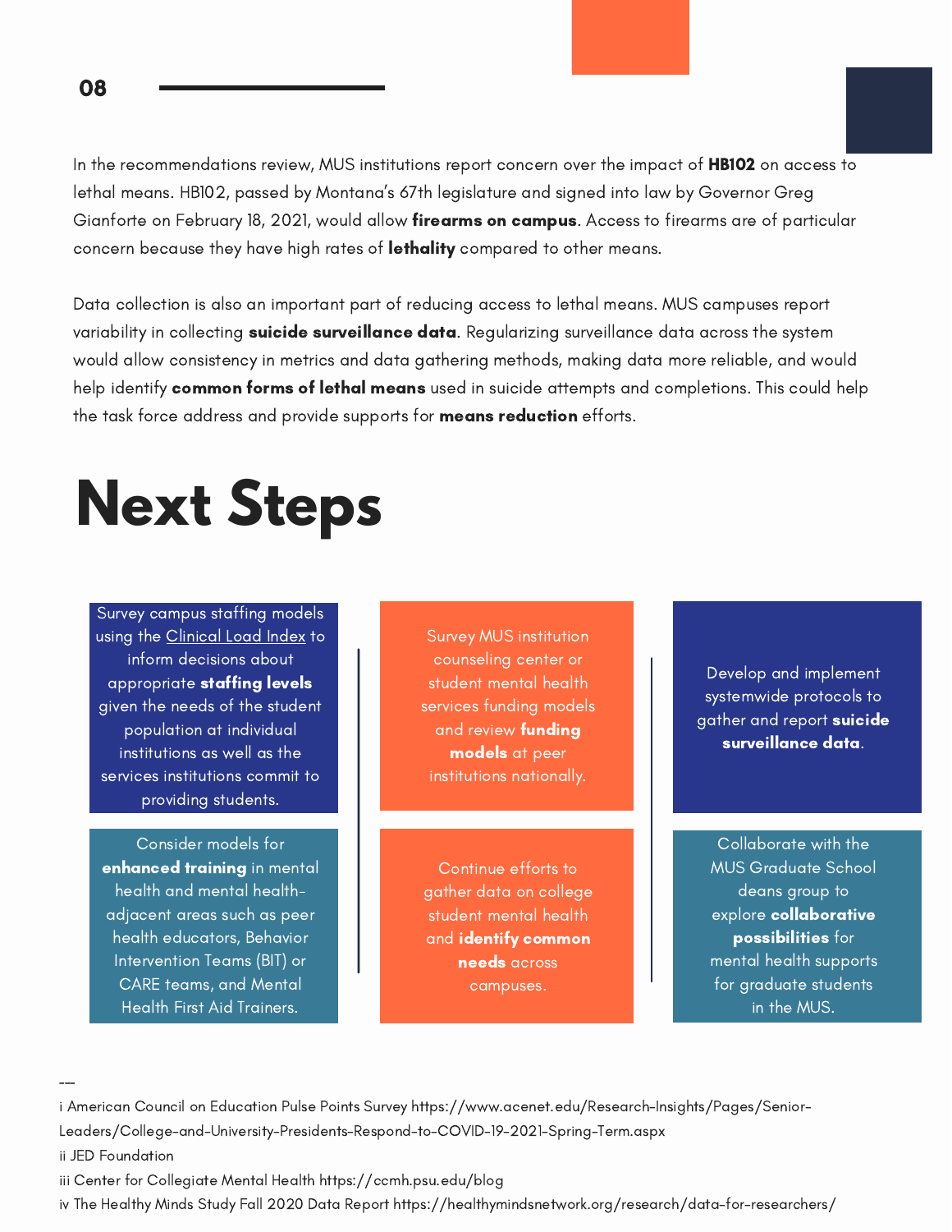In the recommendations review, MUS institutions report concern over the impact of **HB102** on access to lethal means. HB102, passed by Montana's 67th legislature and signed into law by Governor Greg Gianforte on February 18, 2021, would allow **firearms on campus**. Access to firearms are of particular concern because they have high rates of **lethality** compared to other means.

Data collection is also an important part of reducing access to lethal means. MUS campuses report variability in collecting **suicide surveillance data**. Regularizing surveillance data across the system would allow consistency in metrics and data gathering methods, making data more reliable, and would help identify **common forms of lethal means** used in suicide attempts and completions. This could help the task force address and provide supports for **means reduction** efforts.

# Next Steps

- Survey campus staffing models using the Clinical Load Index to inform decisions about appropriate **staffing levels** given the needs of the student population at individual institutions as well as the services institutions commit to providing students.
- Survey MUS institution counseling center or student mental health services funding models and review **funding models** at peer institutions nationally.
- Develop and implement systemwide protocols to gather and report **suicide surveillance data**.
- Consider models for **enhanced training** in mental health and mental health-adjacent areas such as peer health educators, Behavior Intervention Teams (BIT) or CARE teams, and Mental Health First Aid Trainers.
- Continue efforts to gather data on college student mental health and **identify common needs** across campuses.
- Collaborate with the MUS Graduate School deans group to explore **collaborative possibilities** for mental health supports for graduate students in the MUS.

---

i American Council on Education Pulse Points Survey https://www.acenet.edu/Research-Insights/Pages/Senior-Leaders/College-and-University-Presidents-Respond-to-COVID-19-2021-Spring-Term.aspx

ii JED Foundation

iii Center for Collegiate Mental Health https://ccmh.psu.edu/blog

iv The Healthy Minds Study Fall 2020 Data Report https://healthymindsnetwork.org/research/data-for-researchers/